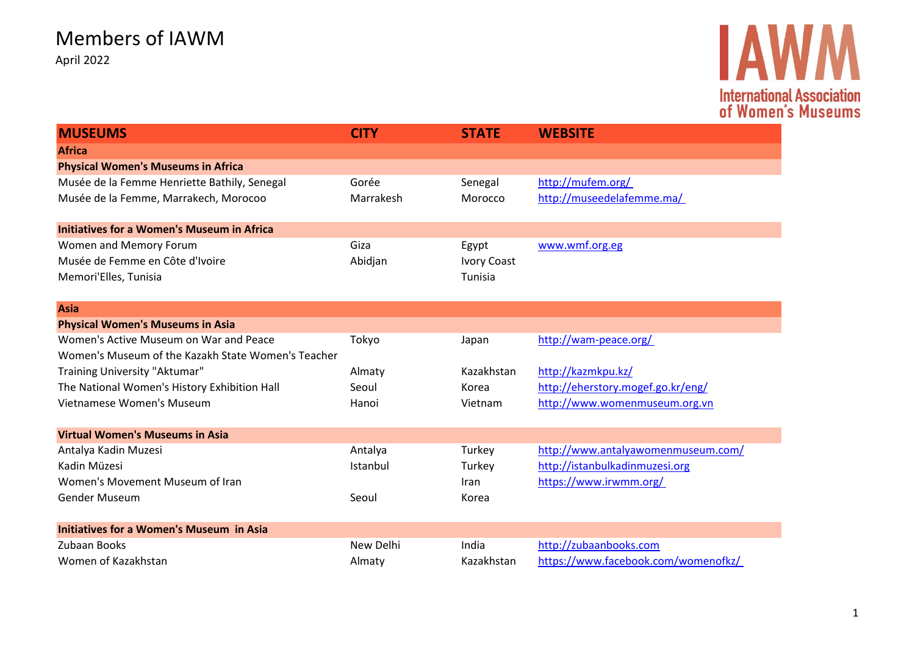# Members of IAWM

April 2022

| MUSEUMS | CITY | STATE | WEBSITE |
|---|---|---|---|
| **Africa** | | | |
| **Physical Women's Museums in Africa** | | | |
| Musée de la Femme Henriette Bathily, Senegal | Gorée | Senegal | http://mufem.org/ |
| Musée de la Femme, Marrakech, Morocoo | Marrakesh | Morocco | http://museedelafemme.ma/ |
| **Initiatives for a Women's Museum in Africa** | | | |
| Women and Memory Forum | Giza | Egypt | www.wmf.org.eg |
| Musée de Femme en Côte d'Ivoire | Abidjan | Ivory Coast | |
| Memori'Elles, Tunisia | | Tunisia | |
| **Asia** | | | |
| **Physical Women's Museums in Asia** | | | |
| Women's Active Museum on War and Peace | Tokyo | Japan | http://wam-peace.org/ |
| Women's Museum of the Kazakh State Women's Teacher Training University "Aktumar" | Almaty | Kazakhstan | http://kazmkpu.kz/ |
| The National Women's History Exhibition Hall | Seoul | Korea | http://eherstory.mogef.go.kr/eng/ |
| Vietnamese Women's Museum | Hanoi | Vietnam | http://www.womenmuseum.org.vn |
| **Virtual Women's Museums in Asia** | | | |
| Antalya Kadin Muzesi | Antalya | Turkey | http://www.antalyawomenmuseum.com/ |
| Kadin Müzesi | Istanbul | Turkey | http://istanbulkadinmuzesi.org |
| Women's Movement Museum of Iran | | Iran | https://www.irwmm.org/ |
| Gender Museum | Seoul | Korea | |
| **Initiatives for a Women's Museum in Asia** | | | |
| Zubaan Books | New Delhi | India | http://zubaanbooks.com |
| Women of Kazakhstan | Almaty | Kazakhstan | https://www.facebook.com/womenofkz/ |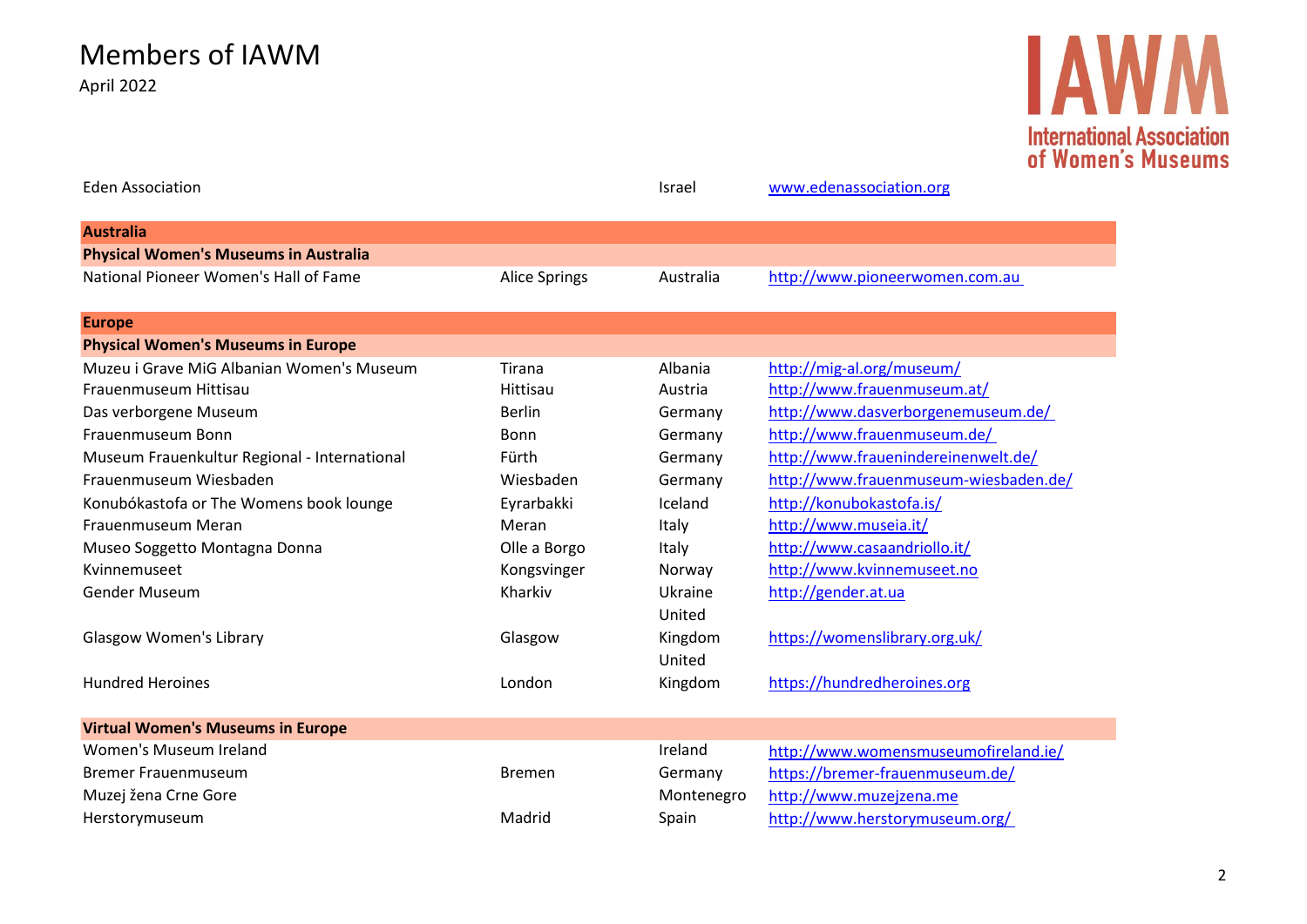# Members of IAWM

April 2022

| Name | City | Country | Website |
|---|---|---|---|
| Eden Association | | Israel | www.edenassociation.org |
| **Australia** | | | |
| **Physical Women's Museums in Australia** | | | |
| National Pioneer Women's Hall of Fame | Alice Springs | Australia | http://www.pioneerwomen.com.au |
| **Europe** | | | |
| **Physical Women's Museums in Europe** | | | |
| Muzeu i Grave MiG Albanian Women's Museum | Tirana | Albania | http://mig-al.org/museum/ |
| Frauenmuseum Hittisau | Hittisau | Austria | http://www.frauenmuseum.at/ |
| Das verborgene Museum | Berlin | Germany | http://www.dasverborgenemuseum.de/ |
| Frauenmuseum Bonn | Bonn | Germany | http://www.frauenmuseum.de/ |
| Museum Frauenkultur Regional - International | Fürth | Germany | http://www.frauenindereinenwelt.de/ |
| Frauenmuseum Wiesbaden | Wiesbaden | Germany | http://www.frauenmuseum-wiesbaden.de/ |
| Konubókastofa or The Womens book lounge | Eyrarbakki | Iceland | http://konubokastofa.is/ |
| Frauenmuseum Meran | Meran | Italy | http://www.museia.it/ |
| Museo Soggetto Montagna Donna | Olle a Borgo | Italy | http://www.casaandriollo.it/ |
| Kvinnemuseet | Kongsvinger | Norway | http://www.kvinnemuseet.no |
| Gender Museum | Kharkiv | Ukraine | http://gender.at.ua |
| Glasgow Women's Library | Glasgow | United Kingdom | https://womenslibrary.org.uk/ |
| Hundred Heroines | London | United Kingdom | https://hundredheroines.org |
| **Virtual Women's Museums in Europe** | | | |
| Women's Museum Ireland | | Ireland | http://www.womensmuseumofireland.ie/ |
| Bremer Frauenmuseum | Bremen | Germany | https://bremer-frauenmuseum.de/ |
| Muzej žena Crne Gore | | Montenegro | http://www.muzejzena.me |
| Herstorymuseum | Madrid | Spain | http://www.herstorymuseum.org/ |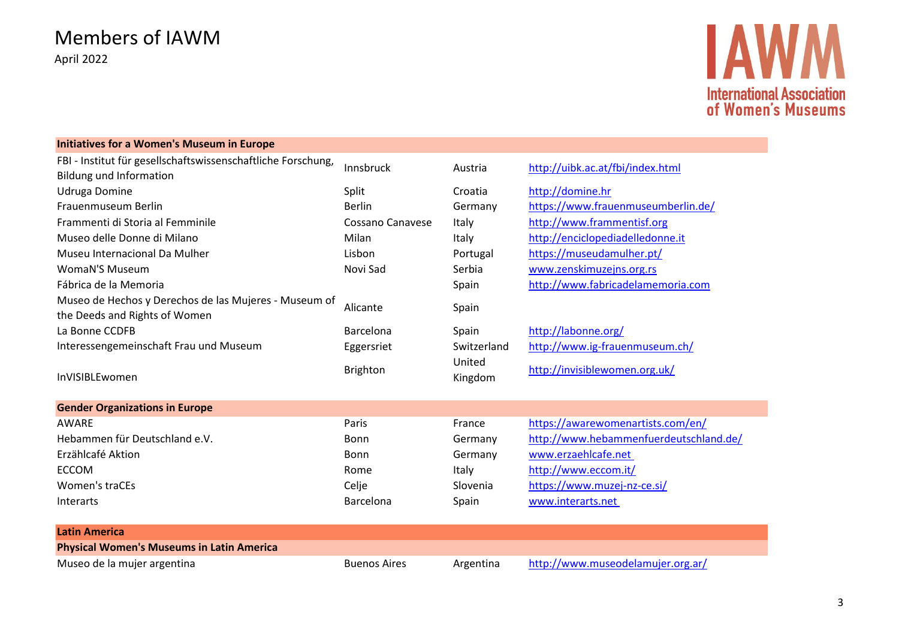# Members of IAWM

April 2022

IAWM International Association of Women's Museums

| Initiatives for a Women's Museum in Europe | | | |
|---|---|---|---|
| FBI - Institut für gesellschaftswissenschaftliche Forschung, Bildung und Information | Innsbruck | Austria | http://uibk.ac.at/fbi/index.html |
| Udruga Domine | Split | Croatia | http://domine.hr |
| Frauenmuseum Berlin | Berlin | Germany | https://www.frauenmuseumberlin.de/ |
| Frammenti di Storia al Femminile | Cossano Canavese | Italy | http://www.frammentisf.org |
| Museo delle Donne di Milano | Milan | Italy | http://enciclopediadelledonne.it |
| Museu Internacional Da Mulher | Lisbon | Portugal | https://museudamulher.pt/ |
| WomaN'S Museum | Novi Sad | Serbia | www.zenskimuzejns.org.rs |
| Fábrica de la Memoria | | Spain | http://www.fabricadelamemoria.com |
| Museo de Hechos y Derechos de las Mujeres - Museum of the Deeds and Rights of Women | Alicante | Spain | |
| La Bonne CCDFB | Barcelona | Spain | http://labonne.org/ |
| Interessengemeinschaft Frau und Museum | Eggersriet | Switzerland | http://www.ig-frauenmuseum.ch/ |
| InVISIBLEwomen | Brighton | United Kingdom | http://invisiblewomen.org.uk/ |

| Gender Organizations in Europe | | | |
|---|---|---|---|
| AWARE | Paris | France | https://awarewomenartists.com/en/ |
| Hebammen für Deutschland e.V. | Bonn | Germany | http://www.hebammenfuerdeutschland.de/ |
| Erzählcafé Aktion | Bonn | Germany | www.erzaehlcafe.net |
| ECCOM | Rome | Italy | http://www.eccom.it/ |
| Women's traCEs | Celje | Slovenia | https://www.muzej-nz-ce.si/ |
| Interarts | Barcelona | Spain | www.interarts.net |

| Latin America | | | |
|---|---|---|---|
| **Physical Women's Museums in Latin America** | | | |
| Museo de la mujer argentina | Buenos Aires | Argentina | http://www.museodelamujer.org.ar/ |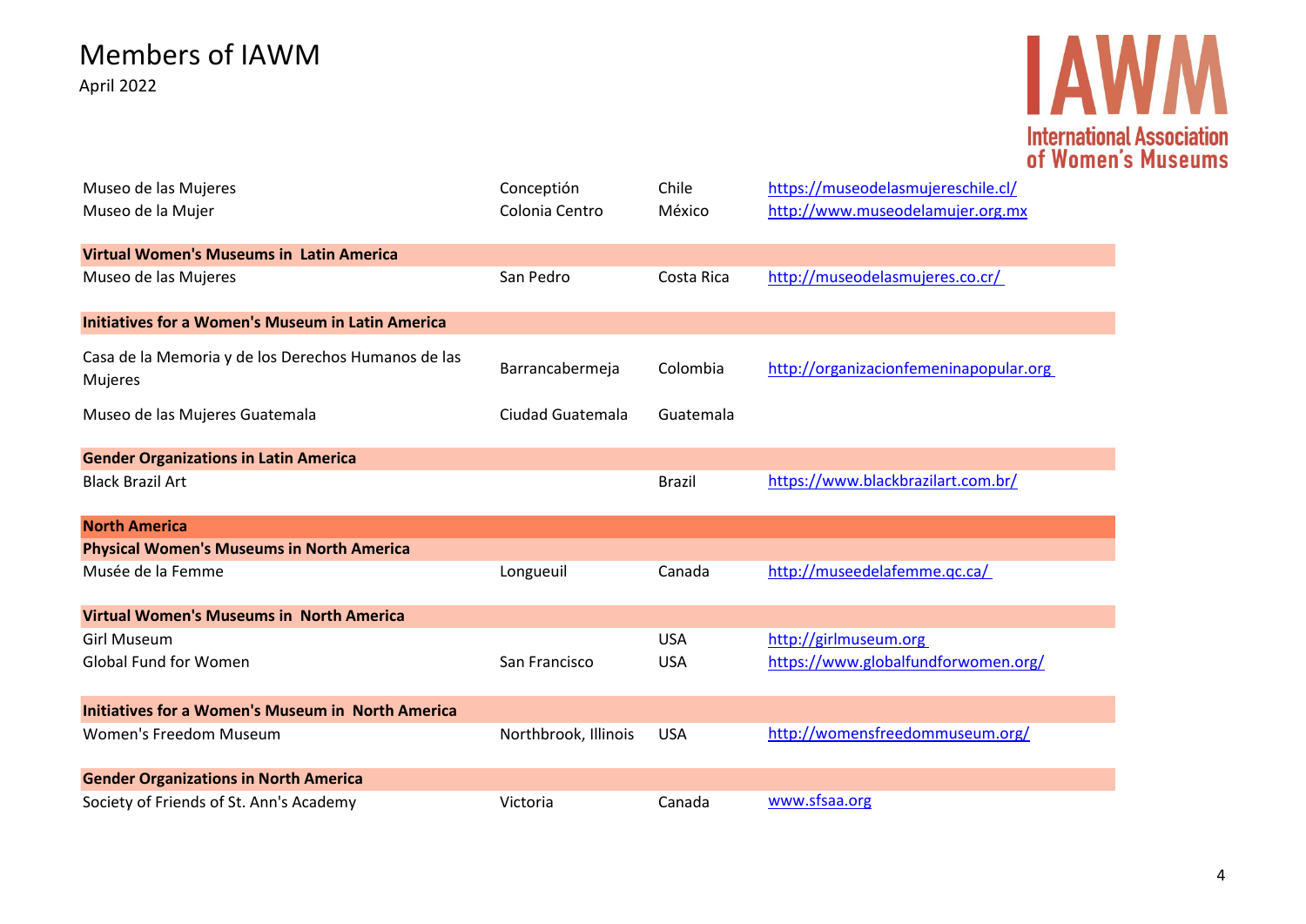# Members of IAWM

April 2022

| | | | |
|---|---|---|---|
| Museo de las Mujeres | Conceptión | Chile | https://museodelasmujereschile.cl/ |
| Museo de la Mujer | Colonia Centro | México | http://www.museodelamujer.org.mx |
| **Virtual Women's Museums in Latin America** | | | |
| Museo de las Mujeres | San Pedro | Costa Rica | http://museodelasmujeres.co.cr/ |
| **Initiatives for a Women's Museum in Latin America** | | | |
| Casa de la Memoria y de los Derechos Humanos de las Mujeres | Barrancabermeja | Colombia | http://organizacionfemeninapopular.org |
| Museo de las Mujeres Guatemala | Ciudad Guatemala | Guatemala | |
| **Gender Organizations in Latin America** | | | |
| Black Brazil Art | | Brazil | https://www.blackbrazilart.com.br/ |
| **North America** | | | |
| **Physical Women's Museums in North America** | | | |
| Musée de la Femme | Longueuil | Canada | http://museedelafemme.qc.ca/ |
| **Virtual Women's Museums in North America** | | | |
| Girl Museum | | USA | http://girlmuseum.org |
| Global Fund for Women | San Francisco | USA | https://www.globalfundforwomen.org/ |
| **Initiatives for a Women's Museum in North America** | | | |
| Women's Freedom Museum | Northbrook, Illinois | USA | http://womensfreedommuseum.org/ |
| **Gender Organizations in North America** | | | |
| Society of Friends of St. Ann's Academy | Victoria | Canada | www.sfsaa.org |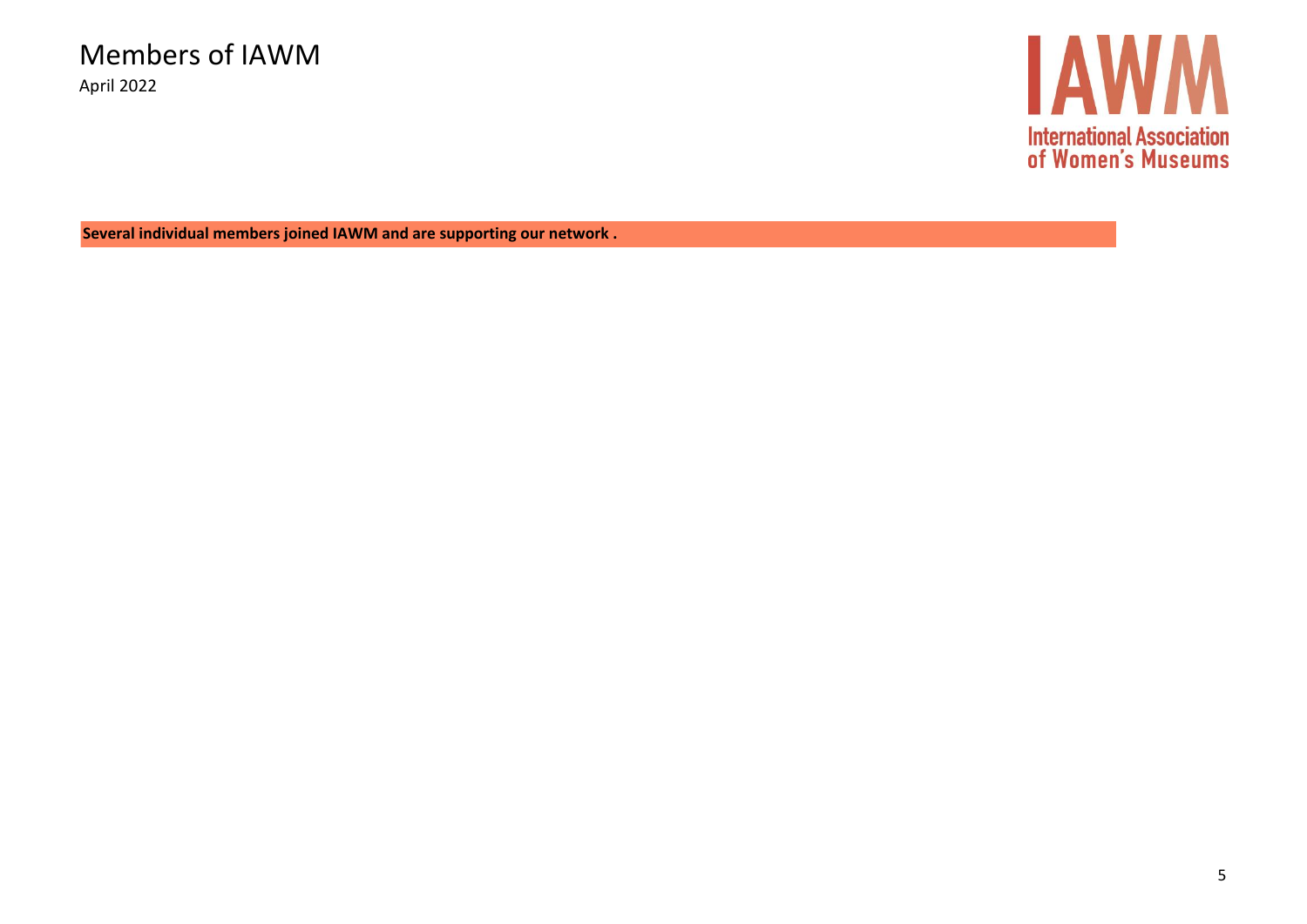# Members of IAWM

April 2022

**Several individual members joined IAWM and are supporting our network .**